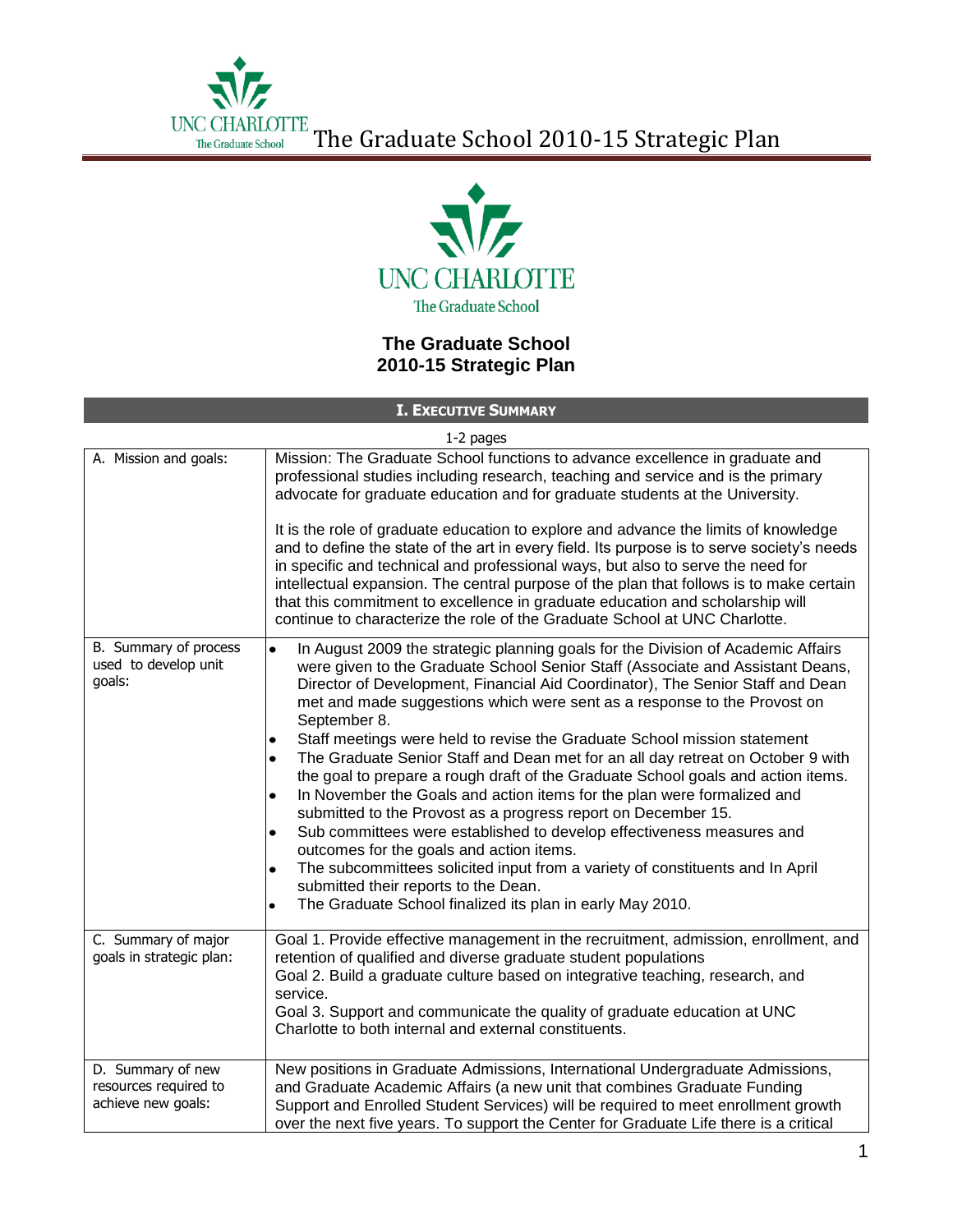# The Graduate School 2010-15 Strategic Plan

UNC CHARLOTTE
The Graduate School

**The Graduate School**
**2010-15 Strategic Plan**

## I. Executive Summary

1-2 pages

| | |
|---|---|
| A. Mission and goals: | Mission: The Graduate School functions to advance excellence in graduate and professional studies including research, teaching and service and is the primary advocate for graduate education and for graduate students at the University.<br><br>It is the role of graduate education to explore and advance the limits of knowledge and to define the state of the art in every field. Its purpose is to serve society's needs in specific and technical and professional ways, but also to serve the need for intellectual expansion. The central purpose of the plan that follows is to make certain that this commitment to excellence in graduate education and scholarship will continue to characterize the role of the Graduate School at UNC Charlotte. |
| B. Summary of process used to develop unit goals: | • In August 2009 the strategic planning goals for the Division of Academic Affairs were given to the Graduate School Senior Staff (Associate and Assistant Deans, Director of Development, Financial Aid Coordinator), The Senior Staff and Dean met and made suggestions which were sent as a response to the Provost on September 8.<br>• Staff meetings were held to revise the Graduate School mission statement<br>• The Graduate Senior Staff and Dean met for an all day retreat on October 9 with the goal to prepare a rough draft of the Graduate School goals and action items.<br>• In November the Goals and action items for the plan were formalized and submitted to the Provost as a progress report on December 15.<br>• Sub committees were established to develop effectiveness measures and outcomes for the goals and action items.<br>• The subcommittees solicited input from a variety of constituents and In April submitted their reports to the Dean.<br>• The Graduate School finalized its plan in early May 2010. |
| C. Summary of major goals in strategic plan: | Goal 1. Provide effective management in the recruitment, admission, enrollment, and retention of qualified and diverse graduate student populations<br>Goal 2. Build a graduate culture based on integrative teaching, research, and service.<br>Goal 3. Support and communicate the quality of graduate education at UNC Charlotte to both internal and external constituents. |
| D. Summary of new resources required to achieve new goals: | New positions in Graduate Admissions, International Undergraduate Admissions, and Graduate Academic Affairs (a new unit that combines Graduate Funding Support and Enrolled Student Services) will be required to meet enrollment growth over the next five years. To support the Center for Graduate Life there is a critical |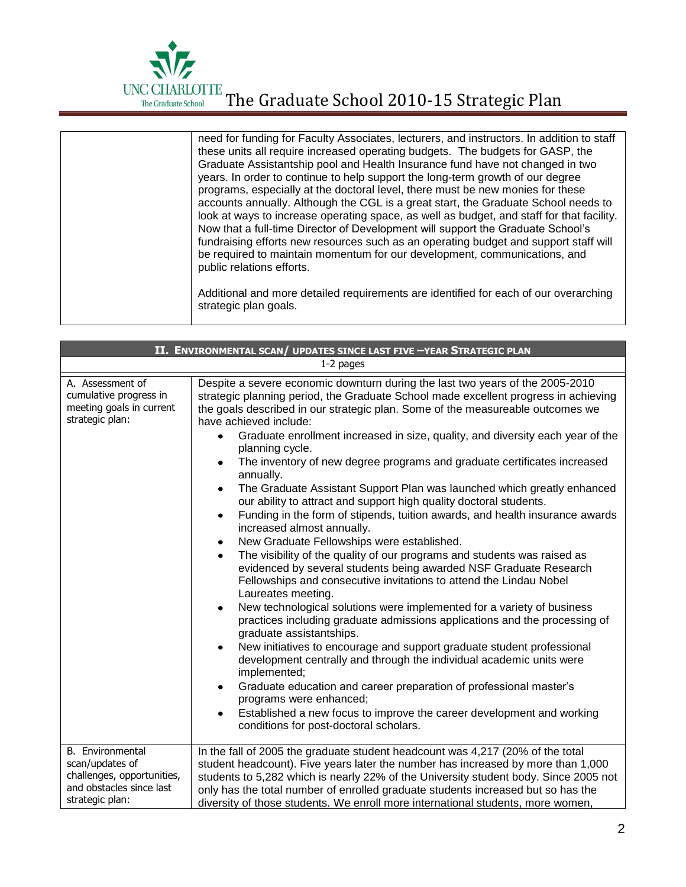| | need for funding for Faculty Associates, lecturers, and instructors. In addition to staff these units all require increased operating budgets. The budgets for GASP, the Graduate Assistantship pool and Health Insurance fund have not changed in two years. In order to continue to help support the long-term growth of our degree programs, especially at the doctoral level, there must be new monies for these accounts annually. Although the CGL is a great start, the Graduate School needs to look at ways to increase operating space, as well as budget, and staff for that facility. Now that a full-time Director of Development will support the Graduate School's fundraising efforts new resources such as an operating budget and support staff will be required to maintain momentum for our development, communications, and public relations efforts.<br><br>Additional and more detailed requirements are identified for each of our overarching strategic plan goals. |
|---|---|

| **II. Environmental scan/ updates since last five –year Strategic plan** | |
|---|---|
| 1-2 pages | |
| A. Assessment of cumulative progress in meeting goals in current strategic plan: | Despite a severe economic downturn during the last two years of the 2005-2010 strategic planning period, the Graduate School made excellent progress in achieving the goals described in our strategic plan. Some of the measureable outcomes we have achieved include:<br>• Graduate enrollment increased in size, quality, and diversity each year of the planning cycle.<br>• The inventory of new degree programs and graduate certificates increased annually.<br>• The Graduate Assistant Support Plan was launched which greatly enhanced our ability to attract and support high quality doctoral students.<br>• Funding in the form of stipends, tuition awards, and health insurance awards increased almost annually.<br>• New Graduate Fellowships were established.<br>• The visibility of the quality of our programs and students was raised as evidenced by several students being awarded NSF Graduate Research Fellowships and consecutive invitations to attend the Lindau Nobel Laureates meeting.<br>• New technological solutions were implemented for a variety of business practices including graduate admissions applications and the processing of graduate assistantships.<br>• New initiatives to encourage and support graduate student professional development centrally and through the individual academic units were implemented;<br>• Graduate education and career preparation of professional master's programs were enhanced;<br>• Established a new focus to improve the career development and working conditions for post-doctoral scholars. |
| B. Environmental scan/updates of challenges, opportunities, and obstacles since last strategic plan: | In the fall of 2005 the graduate student headcount was 4,217 (20% of the total student headcount). Five years later the number has increased by more than 1,000 students to 5,282 which is nearly 22% of the University student body. Since 2005 not only has the total number of enrolled graduate students increased but so has the diversity of those students. We enroll more international students, more women, |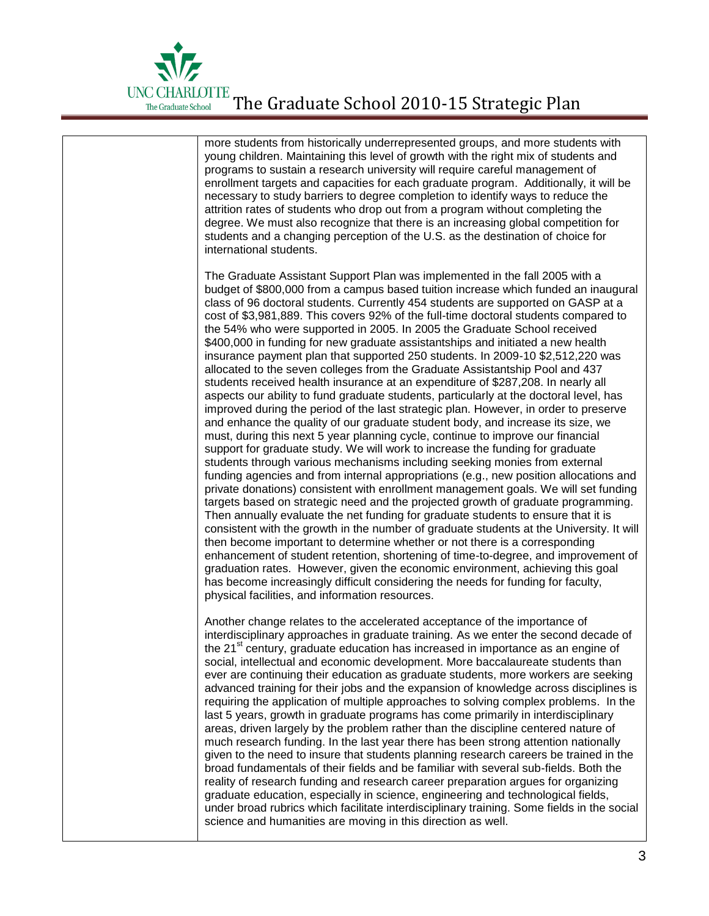more students from historically underrepresented groups, and more students with young children. Maintaining this level of growth with the right mix of students and programs to sustain a research university will require careful management of enrollment targets and capacities for each graduate program. Additionally, it will be necessary to study barriers to degree completion to identify ways to reduce the attrition rates of students who drop out from a program without completing the degree. We must also recognize that there is an increasing global competition for students and a changing perception of the U.S. as the destination of choice for international students.

The Graduate Assistant Support Plan was implemented in the fall 2005 with a budget of $800,000 from a campus based tuition increase which funded an inaugural class of 96 doctoral students. Currently 454 students are supported on GASP at a cost of $3,981,889. This covers 92% of the full-time doctoral students compared to the 54% who were supported in 2005. In 2005 the Graduate School received $400,000 in funding for new graduate assistantships and initiated a new health insurance payment plan that supported 250 students. In 2009-10 $2,512,220 was allocated to the seven colleges from the Graduate Assistantship Pool and 437 students received health insurance at an expenditure of $287,208. In nearly all aspects our ability to fund graduate students, particularly at the doctoral level, has improved during the period of the last strategic plan. However, in order to preserve and enhance the quality of our graduate student body, and increase its size, we must, during this next 5 year planning cycle, continue to improve our financial support for graduate study. We will work to increase the funding for graduate students through various mechanisms including seeking monies from external funding agencies and from internal appropriations (e.g., new position allocations and private donations) consistent with enrollment management goals. We will set funding targets based on strategic need and the projected growth of graduate programming. Then annually evaluate the net funding for graduate students to ensure that it is consistent with the growth in the number of graduate students at the University. It will then become important to determine whether or not there is a corresponding enhancement of student retention, shortening of time-to-degree, and improvement of graduation rates. However, given the economic environment, achieving this goal has become increasingly difficult considering the needs for funding for faculty, physical facilities, and information resources.

Another change relates to the accelerated acceptance of the importance of interdisciplinary approaches in graduate training. As we enter the second decade of the 21st century, graduate education has increased in importance as an engine of social, intellectual and economic development. More baccalaureate students than ever are continuing their education as graduate students, more workers are seeking advanced training for their jobs and the expansion of knowledge across disciplines is requiring the application of multiple approaches to solving complex problems. In the last 5 years, growth in graduate programs has come primarily in interdisciplinary areas, driven largely by the problem rather than the discipline centered nature of much research funding. In the last year there has been strong attention nationally given to the need to insure that students planning research careers be trained in the broad fundamentals of their fields and be familiar with several sub-fields. Both the reality of research funding and research career preparation argues for organizing graduate education, especially in science, engineering and technological fields, under broad rubrics which facilitate interdisciplinary training. Some fields in the social science and humanities are moving in this direction as well.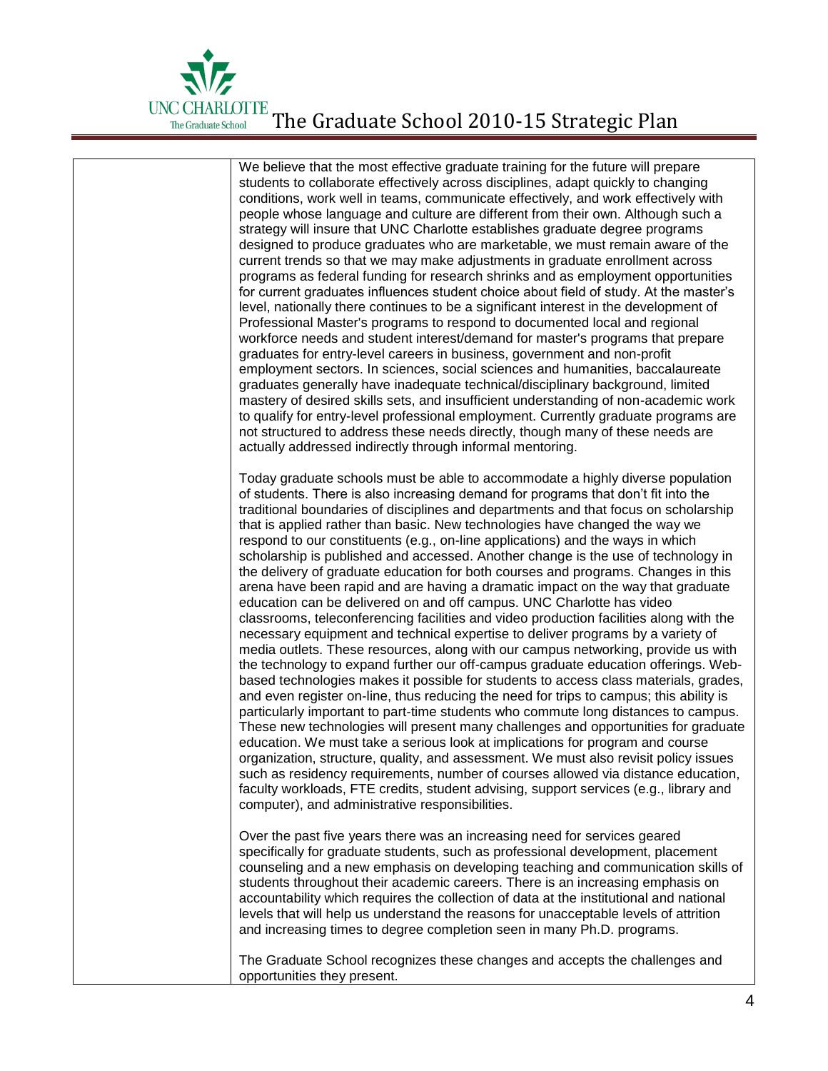We believe that the most effective graduate training for the future will prepare students to collaborate effectively across disciplines, adapt quickly to changing conditions, work well in teams, communicate effectively, and work effectively with people whose language and culture are different from their own. Although such a strategy will insure that UNC Charlotte establishes graduate degree programs designed to produce graduates who are marketable, we must remain aware of the current trends so that we may make adjustments in graduate enrollment across programs as federal funding for research shrinks and as employment opportunities for current graduates influences student choice about field of study. At the master's level, nationally there continues to be a significant interest in the development of Professional Master's programs to respond to documented local and regional workforce needs and student interest/demand for master's programs that prepare graduates for entry-level careers in business, government and non-profit employment sectors. In sciences, social sciences and humanities, baccalaureate graduates generally have inadequate technical/disciplinary background, limited mastery of desired skills sets, and insufficient understanding of non-academic work to qualify for entry-level professional employment. Currently graduate programs are not structured to address these needs directly, though many of these needs are actually addressed indirectly through informal mentoring.

Today graduate schools must be able to accommodate a highly diverse population of students. There is also increasing demand for programs that don't fit into the traditional boundaries of disciplines and departments and that focus on scholarship that is applied rather than basic. New technologies have changed the way we respond to our constituents (e.g., on-line applications) and the ways in which scholarship is published and accessed. Another change is the use of technology in the delivery of graduate education for both courses and programs. Changes in this arena have been rapid and are having a dramatic impact on the way that graduate education can be delivered on and off campus. UNC Charlotte has video classrooms, teleconferencing facilities and video production facilities along with the necessary equipment and technical expertise to deliver programs by a variety of media outlets. These resources, along with our campus networking, provide us with the technology to expand further our off-campus graduate education offerings. Web-based technologies makes it possible for students to access class materials, grades, and even register on-line, thus reducing the need for trips to campus; this ability is particularly important to part-time students who commute long distances to campus. These new technologies will present many challenges and opportunities for graduate education. We must take a serious look at implications for program and course organization, structure, quality, and assessment. We must also revisit policy issues such as residency requirements, number of courses allowed via distance education, faculty workloads, FTE credits, student advising, support services (e.g., library and computer), and administrative responsibilities.

Over the past five years there was an increasing need for services geared specifically for graduate students, such as professional development, placement counseling and a new emphasis on developing teaching and communication skills of students throughout their academic careers. There is an increasing emphasis on accountability which requires the collection of data at the institutional and national levels that will help us understand the reasons for unacceptable levels of attrition and increasing times to degree completion seen in many Ph.D. programs.

The Graduate School recognizes these changes and accepts the challenges and opportunities they present.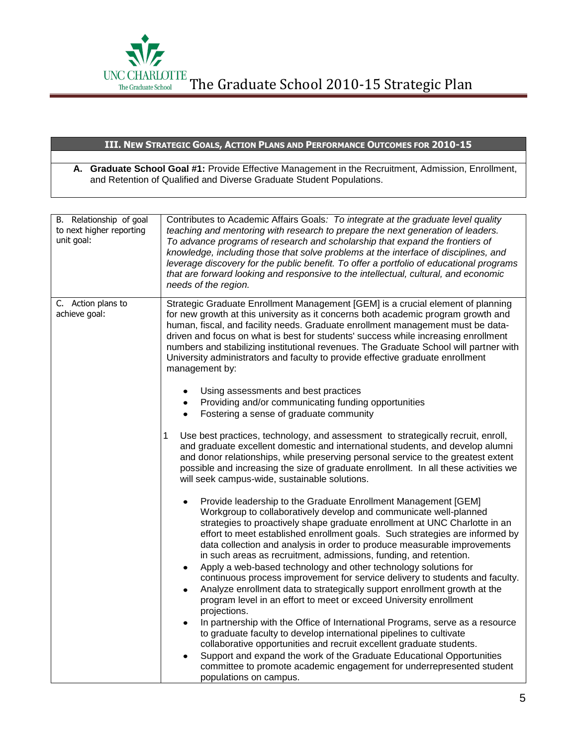## III. New Strategic Goals, Action Plans and Performance Outcomes for 2010-15

**A. Graduate School Goal #1:** Provide Effective Management in the Recruitment, Admission, Enrollment, and Retention of Qualified and Diverse Graduate Student Populations.

| | |
|---|---|
| B. Relationship of goal to next higher reporting unit goal: | Contributes to Academic Affairs Goals*: To integrate at the graduate level quality teaching and mentoring with research to prepare the next generation of leaders. To advance programs of research and scholarship that expand the frontiers of knowledge, including those that solve problems at the interface of disciplines, and leverage discovery for the public benefit. To offer a portfolio of educational programs that are forward looking and responsive to the intellectual, cultural, and economic needs of the region.* |
| C. Action plans to achieve goal: | Strategic Graduate Enrollment Management [GEM] is a crucial element of planning for new growth at this university as it concerns both academic program growth and human, fiscal, and facility needs. Graduate enrollment management must be data-driven and focus on what is best for students' success while increasing enrollment numbers and stabilizing institutional revenues. The Graduate School will partner with University administrators and faculty to provide effective graduate enrollment management by:<br><br>• Using assessments and best practices<br>• Providing and/or communicating funding opportunities<br>• Fostering a sense of graduate community<br><br>1 Use best practices, technology, and assessment to strategically recruit, enroll, and graduate excellent domestic and international students, and develop alumni and donor relationships, while preserving personal service to the greatest extent possible and increasing the size of graduate enrollment. In all these activities we will seek campus-wide, sustainable solutions.<br><br>• Provide leadership to the Graduate Enrollment Management [GEM] Workgroup to collaboratively develop and communicate well-planned strategies to proactively shape graduate enrollment at UNC Charlotte in an effort to meet established enrollment goals. Such strategies are informed by data collection and analysis in order to produce measurable improvements in such areas as recruitment, admissions, funding, and retention.<br>• Apply a web-based technology and other technology solutions for continuous process improvement for service delivery to students and faculty.<br>• Analyze enrollment data to strategically support enrollment growth at the program level in an effort to meet or exceed University enrollment projections.<br>• In partnership with the Office of International Programs, serve as a resource to graduate faculty to develop international pipelines to cultivate collaborative opportunities and recruit excellent graduate students.<br>• Support and expand the work of the Graduate Educational Opportunities committee to promote academic engagement for underrepresented student populations on campus. |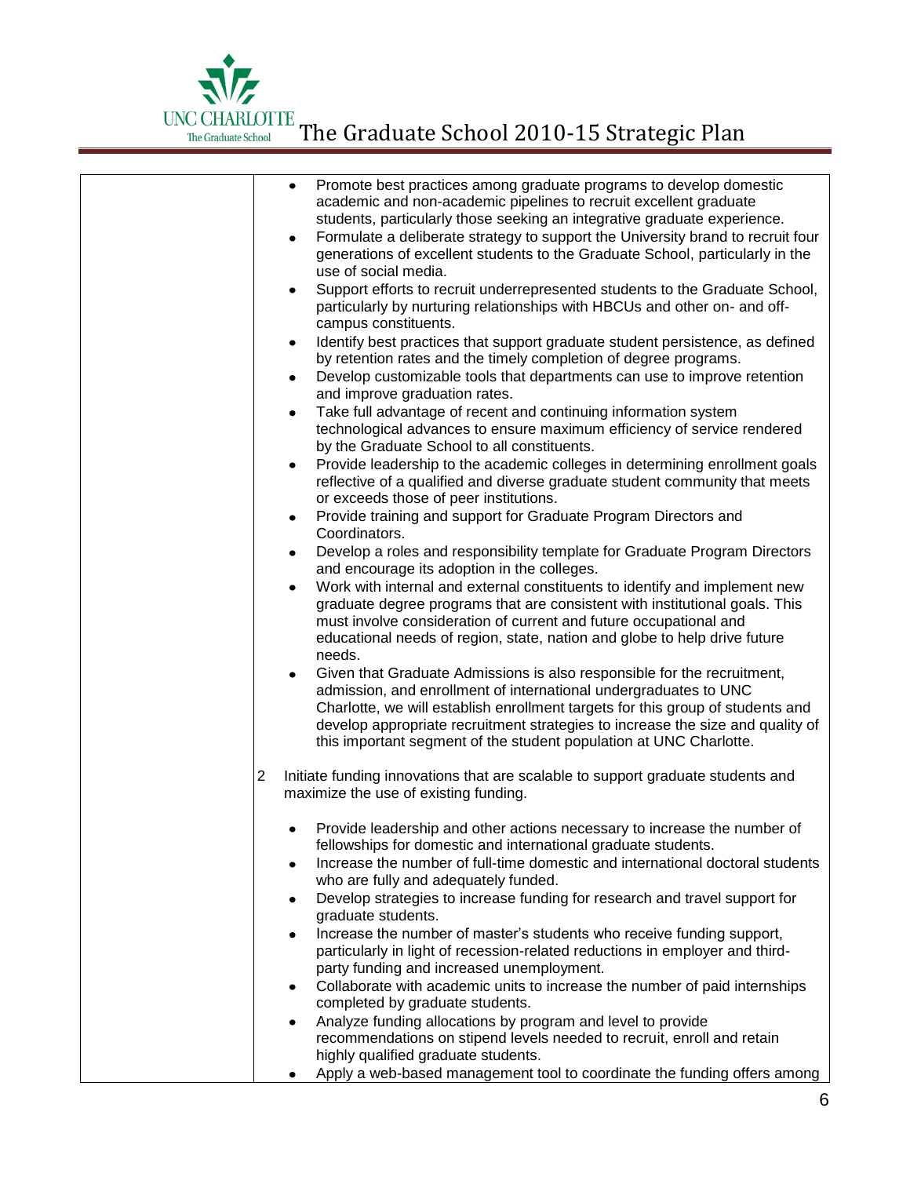- Promote best practices among graduate programs to develop domestic academic and non-academic pipelines to recruit excellent graduate students, particularly those seeking an integrative graduate experience.
- Formulate a deliberate strategy to support the University brand to recruit four generations of excellent students to the Graduate School, particularly in the use of social media.
- Support efforts to recruit underrepresented students to the Graduate School, particularly by nurturing relationships with HBCUs and other on- and off-campus constituents.
- Identify best practices that support graduate student persistence, as defined by retention rates and the timely completion of degree programs.
- Develop customizable tools that departments can use to improve retention and improve graduation rates.
- Take full advantage of recent and continuing information system technological advances to ensure maximum efficiency of service rendered by the Graduate School to all constituents.
- Provide leadership to the academic colleges in determining enrollment goals reflective of a qualified and diverse graduate student community that meets or exceeds those of peer institutions.
- Provide training and support for Graduate Program Directors and Coordinators.
- Develop a roles and responsibility template for Graduate Program Directors and encourage its adoption in the colleges.
- Work with internal and external constituents to identify and implement new graduate degree programs that are consistent with institutional goals. This must involve consideration of current and future occupational and educational needs of region, state, nation and globe to help drive future needs.
- Given that Graduate Admissions is also responsible for the recruitment, admission, and enrollment of international undergraduates to UNC Charlotte, we will establish enrollment targets for this group of students and develop appropriate recruitment strategies to increase the size and quality of this important segment of the student population at UNC Charlotte.

2 Initiate funding innovations that are scalable to support graduate students and maximize the use of existing funding.

- Provide leadership and other actions necessary to increase the number of fellowships for domestic and international graduate students.
- Increase the number of full-time domestic and international doctoral students who are fully and adequately funded.
- Develop strategies to increase funding for research and travel support for graduate students.
- Increase the number of master's students who receive funding support, particularly in light of recession-related reductions in employer and third-party funding and increased unemployment.
- Collaborate with academic units to increase the number of paid internships completed by graduate students.
- Analyze funding allocations by program and level to provide recommendations on stipend levels needed to recruit, enroll and retain highly qualified graduate students.
- Apply a web-based management tool to coordinate the funding offers among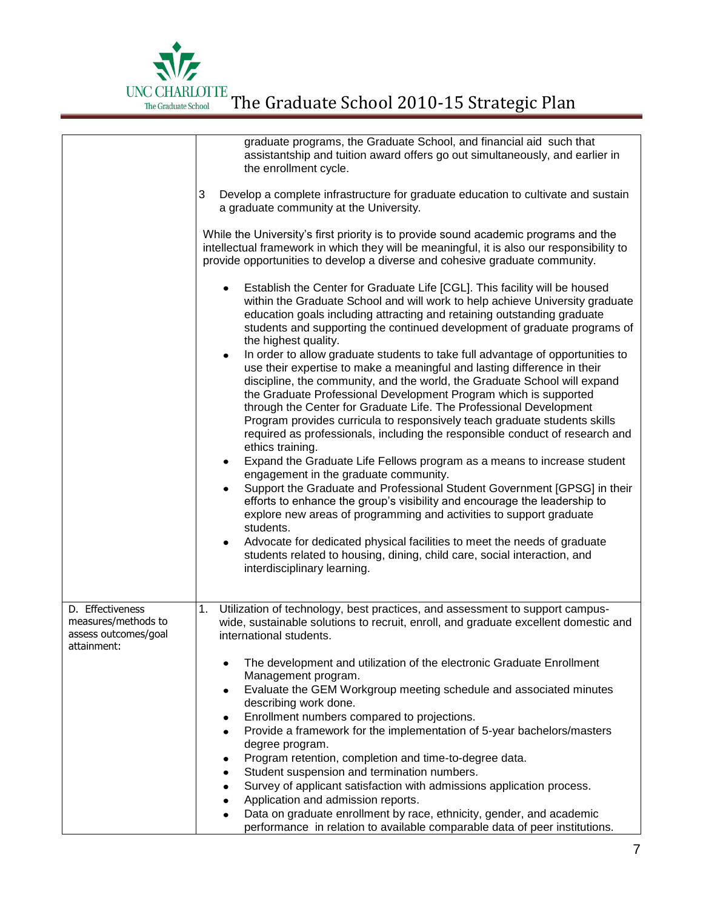| | |
|---|---|
| | graduate programs, the Graduate School, and financial aid such that assistantship and tuition award offers go out simultaneously, and earlier in the enrollment cycle.<br><br>3 Develop a complete infrastructure for graduate education to cultivate and sustain a graduate community at the University.<br><br>While the University's first priority is to provide sound academic programs and the intellectual framework in which they will be meaningful, it is also our responsibility to provide opportunities to develop a diverse and cohesive graduate community.<br><br>• Establish the Center for Graduate Life [CGL]. This facility will be housed within the Graduate School and will work to help achieve University graduate education goals including attracting and retaining outstanding graduate students and supporting the continued development of graduate programs of the highest quality.<br>• In order to allow graduate students to take full advantage of opportunities to use their expertise to make a meaningful and lasting difference in their discipline, the community, and the world, the Graduate School will expand the Graduate Professional Development Program which is supported through the Center for Graduate Life. The Professional Development Program provides curricula to responsively teach graduate students skills required as professionals, including the responsible conduct of research and ethics training.<br>• Expand the Graduate Life Fellows program as a means to increase student engagement in the graduate community.<br>• Support the Graduate and Professional Student Government [GPSG] in their efforts to enhance the group's visibility and encourage the leadership to explore new areas of programming and activities to support graduate students.<br>• Advocate for dedicated physical facilities to meet the needs of graduate students related to housing, dining, child care, social interaction, and interdisciplinary learning. |
| D. Effectiveness measures/methods to assess outcomes/goal attainment: | 1. Utilization of technology, best practices, and assessment to support campus-wide, sustainable solutions to recruit, enroll, and graduate excellent domestic and international students.<br><br>• The development and utilization of the electronic Graduate Enrollment Management program.<br>• Evaluate the GEM Workgroup meeting schedule and associated minutes describing work done.<br>• Enrollment numbers compared to projections.<br>• Provide a framework for the implementation of 5-year bachelors/masters degree program.<br>• Program retention, completion and time-to-degree data.<br>• Student suspension and termination numbers.<br>• Survey of applicant satisfaction with admissions application process.<br>• Application and admission reports.<br>• Data on graduate enrollment by race, ethnicity, gender, and academic performance in relation to available comparable data of peer institutions. |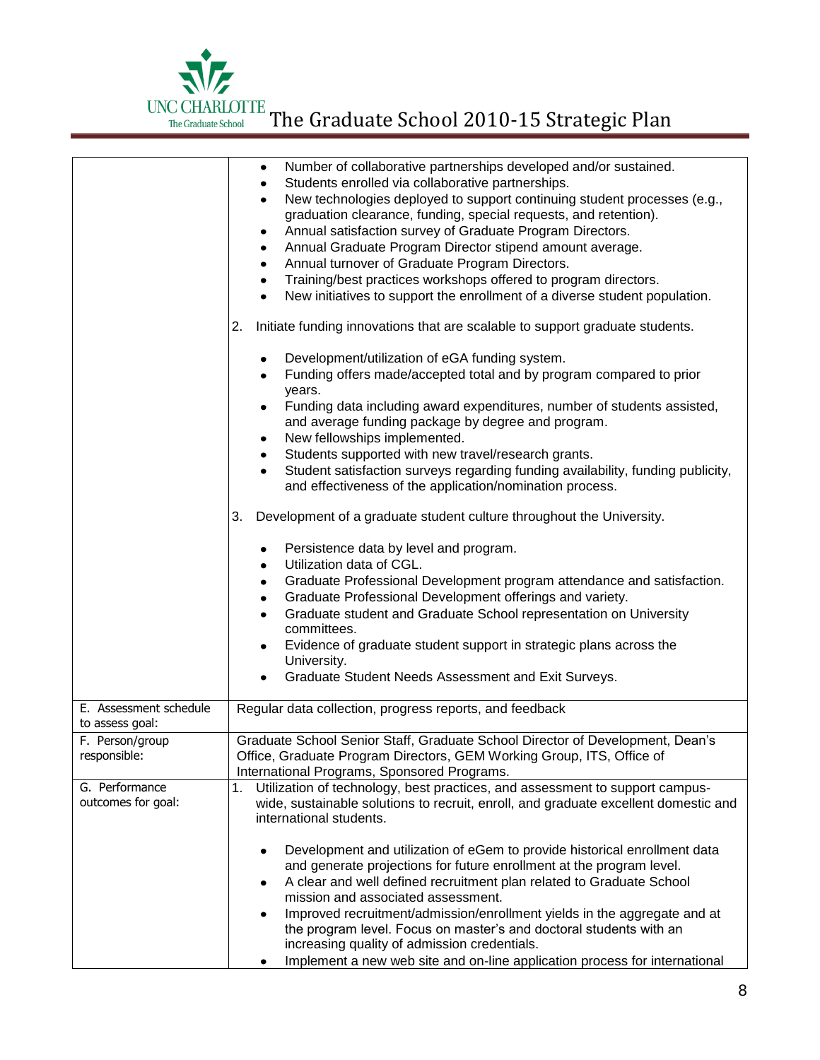| | |
|---|---|
| | • Number of collaborative partnerships developed and/or sustained.<br>• Students enrolled via collaborative partnerships.<br>• New technologies deployed to support continuing student processes (e.g., graduation clearance, funding, special requests, and retention).<br>• Annual satisfaction survey of Graduate Program Directors.<br>• Annual Graduate Program Director stipend amount average.<br>• Annual turnover of Graduate Program Directors.<br>• Training/best practices workshops offered to program directors.<br>• New initiatives to support the enrollment of a diverse student population.<br><br>2. Initiate funding innovations that are scalable to support graduate students.<br><br>• Development/utilization of eGA funding system.<br>• Funding offers made/accepted total and by program compared to prior years.<br>• Funding data including award expenditures, number of students assisted, and average funding package by degree and program.<br>• New fellowships implemented.<br>• Students supported with new travel/research grants.<br>• Student satisfaction surveys regarding funding availability, funding publicity, and effectiveness of the application/nomination process.<br><br>3. Development of a graduate student culture throughout the University.<br><br>• Persistence data by level and program.<br>• Utilization data of CGL.<br>• Graduate Professional Development program attendance and satisfaction.<br>• Graduate Professional Development offerings and variety.<br>• Graduate student and Graduate School representation on University committees.<br>• Evidence of graduate student support in strategic plans across the University.<br>• Graduate Student Needs Assessment and Exit Surveys. |
| E. Assessment schedule to assess goal: | Regular data collection, progress reports, and feedback |
| F. Person/group responsible: | Graduate School Senior Staff, Graduate School Director of Development, Dean's Office, Graduate Program Directors, GEM Working Group, ITS, Office of International Programs, Sponsored Programs. |
| G. Performance outcomes for goal: | 1. Utilization of technology, best practices, and assessment to support campus-wide, sustainable solutions to recruit, enroll, and graduate excellent domestic and international students.<br><br>• Development and utilization of eGem to provide historical enrollment data and generate projections for future enrollment at the program level.<br>• A clear and well defined recruitment plan related to Graduate School mission and associated assessment.<br>• Improved recruitment/admission/enrollment yields in the aggregate and at the program level. Focus on master's and doctoral students with an increasing quality of admission credentials.<br>• Implement a new web site and on-line application process for international |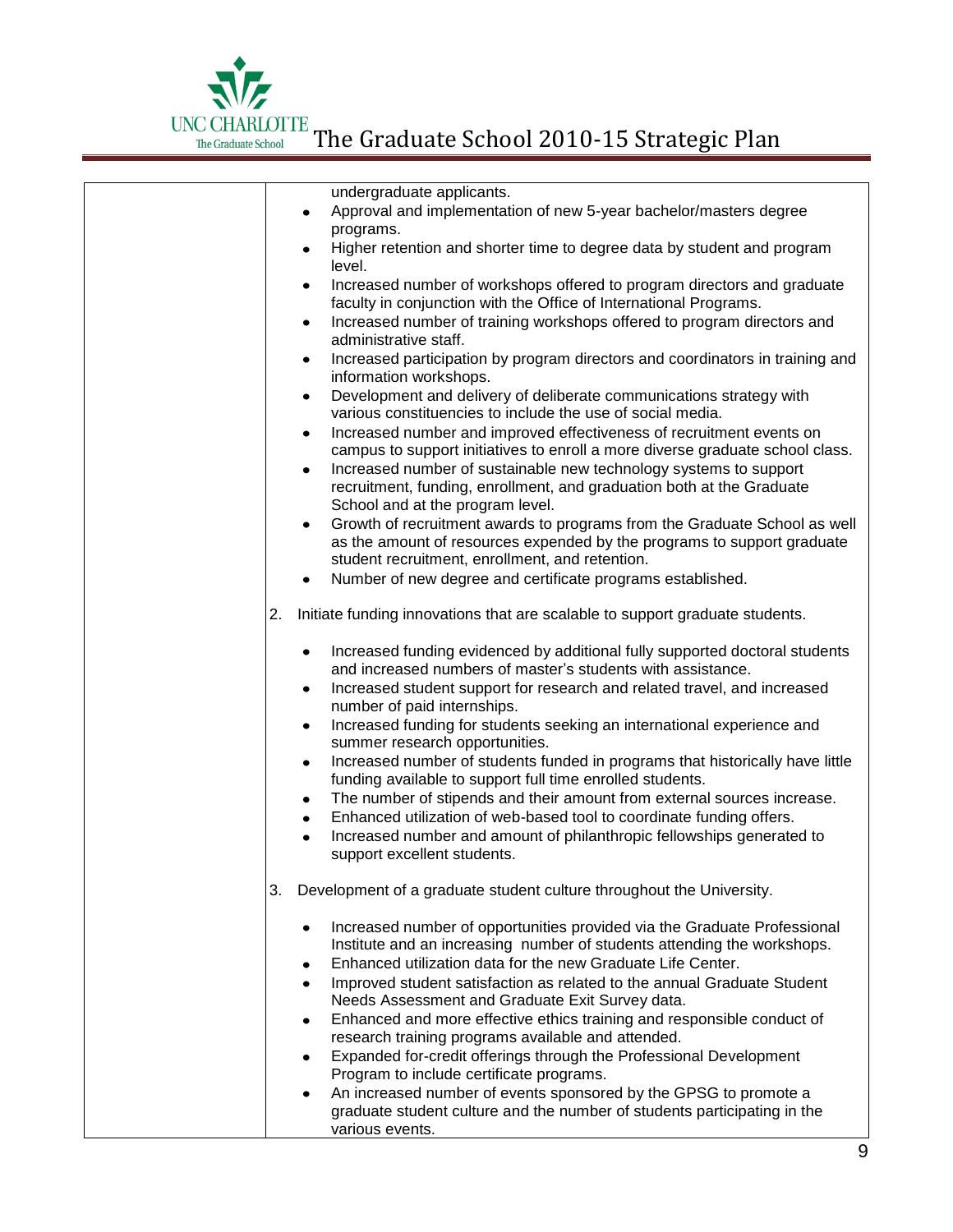| | undergraduate applicants.<br>• Approval and implementation of new 5-year bachelor/masters degree programs.<br>• Higher retention and shorter time to degree data by student and program level.<br>• Increased number of workshops offered to program directors and graduate faculty in conjunction with the Office of International Programs.<br>• Increased number of training workshops offered to program directors and administrative staff.<br>• Increased participation by program directors and coordinators in training and information workshops.<br>• Development and delivery of deliberate communications strategy with various constituencies to include the use of social media.<br>• Increased number and improved effectiveness of recruitment events on campus to support initiatives to enroll a more diverse graduate school class.<br>• Increased number of sustainable new technology systems to support recruitment, funding, enrollment, and graduation both at the Graduate School and at the program level.<br>• Growth of recruitment awards to programs from the Graduate School as well as the amount of resources expended by the programs to support graduate student recruitment, enrollment, and retention.<br>• Number of new degree and certificate programs established.<br><br>2. Initiate funding innovations that are scalable to support graduate students.<br><br>• Increased funding evidenced by additional fully supported doctoral students and increased numbers of master's students with assistance.<br>• Increased student support for research and related travel, and increased number of paid internships.<br>• Increased funding for students seeking an international experience and summer research opportunities.<br>• Increased number of students funded in programs that historically have little funding available to support full time enrolled students.<br>• The number of stipends and their amount from external sources increase.<br>• Enhanced utilization of web-based tool to coordinate funding offers.<br>• Increased number and amount of philanthropic fellowships generated to support excellent students.<br><br>3. Development of a graduate student culture throughout the University.<br><br>• Increased number of opportunities provided via the Graduate Professional Institute and an increasing number of students attending the workshops.<br>• Enhanced utilization data for the new Graduate Life Center.<br>• Improved student satisfaction as related to the annual Graduate Student Needs Assessment and Graduate Exit Survey data.<br>• Enhanced and more effective ethics training and responsible conduct of research training programs available and attended.<br>• Expanded for-credit offerings through the Professional Development Program to include certificate programs.<br>• An increased number of events sponsored by the GPSG to promote a graduate student culture and the number of students participating in the various events. |
|---|---|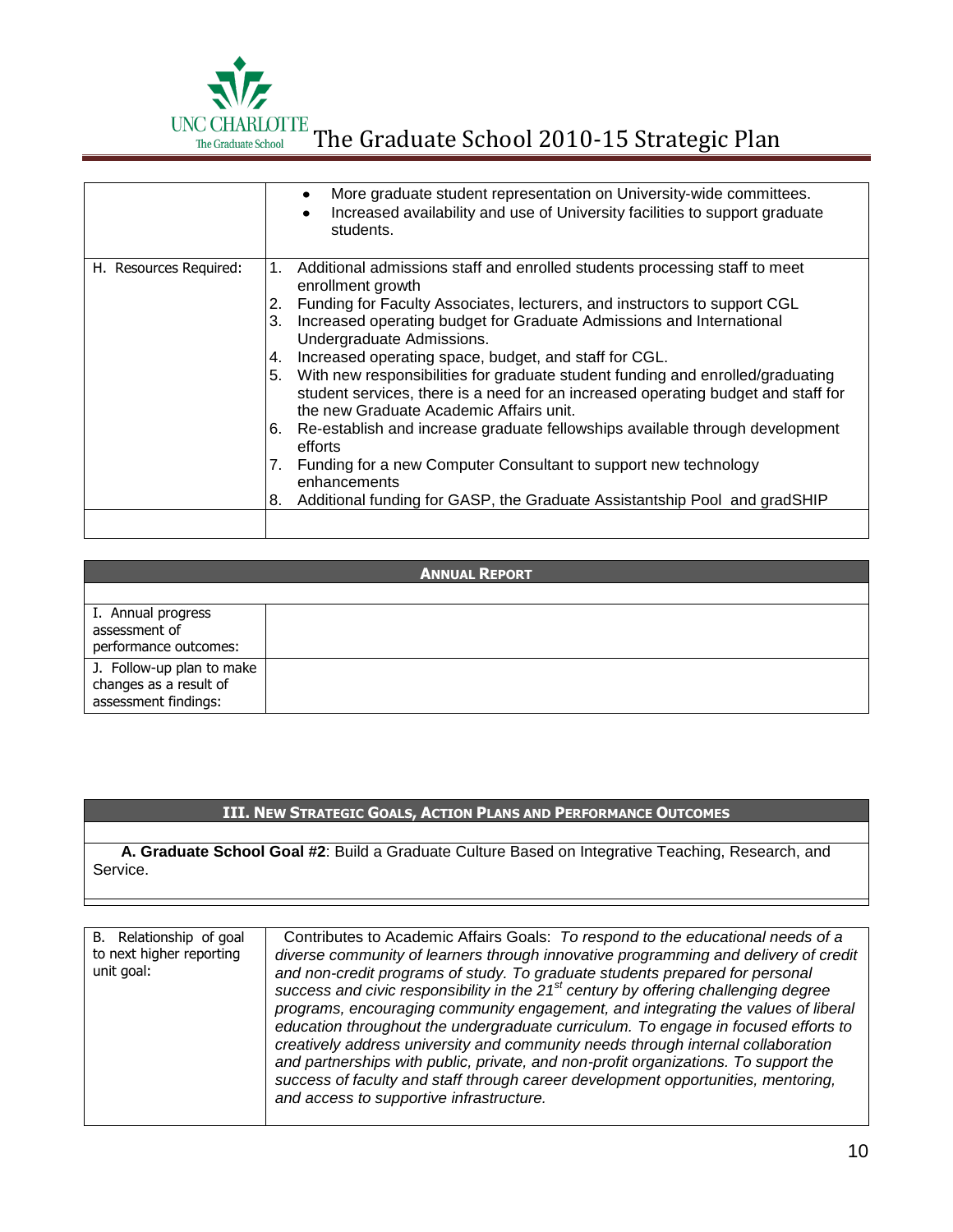| | |
|---|---|
| | • More graduate student representation on University-wide committees.<br>• Increased availability and use of University facilities to support graduate students. |
| H. Resources Required: | 1. Additional admissions staff and enrolled students processing staff to meet enrollment growth<br>2. Funding for Faculty Associates, lecturers, and instructors to support CGL<br>3. Increased operating budget for Graduate Admissions and International Undergraduate Admissions.<br>4. Increased operating space, budget, and staff for CGL.<br>5. With new responsibilities for graduate student funding and enrolled/graduating student services, there is a need for an increased operating budget and staff for the new Graduate Academic Affairs unit.<br>6. Re-establish and increase graduate fellowships available through development efforts<br>7. Funding for a new Computer Consultant to support new technology enhancements<br>8. Additional funding for GASP, the Graduate Assistantship Pool and gradSHIP |
| | |

| **ANNUAL REPORT** | |
|---|---|
| | |
| I. Annual progress assessment of performance outcomes: | |
| J. Follow-up plan to make changes as a result of assessment findings: | |

## III. NEW STRATEGIC GOALS, ACTION PLANS AND PERFORMANCE OUTCOMES

**A. Graduate School Goal #2**: Build a Graduate Culture Based on Integrative Teaching, Research, and Service.

| | |
|---|---|
| B. Relationship of goal to next higher reporting unit goal: | Contributes to Academic Affairs Goals: *To respond to the educational needs of a diverse community of learners through innovative programming and delivery of credit and non-credit programs of study. To graduate students prepared for personal success and civic responsibility in the 21st century by offering challenging degree programs, encouraging community engagement, and integrating the values of liberal education throughout the undergraduate curriculum. To engage in focused efforts to creatively address university and community needs through internal collaboration and partnerships with public, private, and non-profit organizations. To support the success of faculty and staff through career development opportunities, mentoring, and access to supportive infrastructure.* |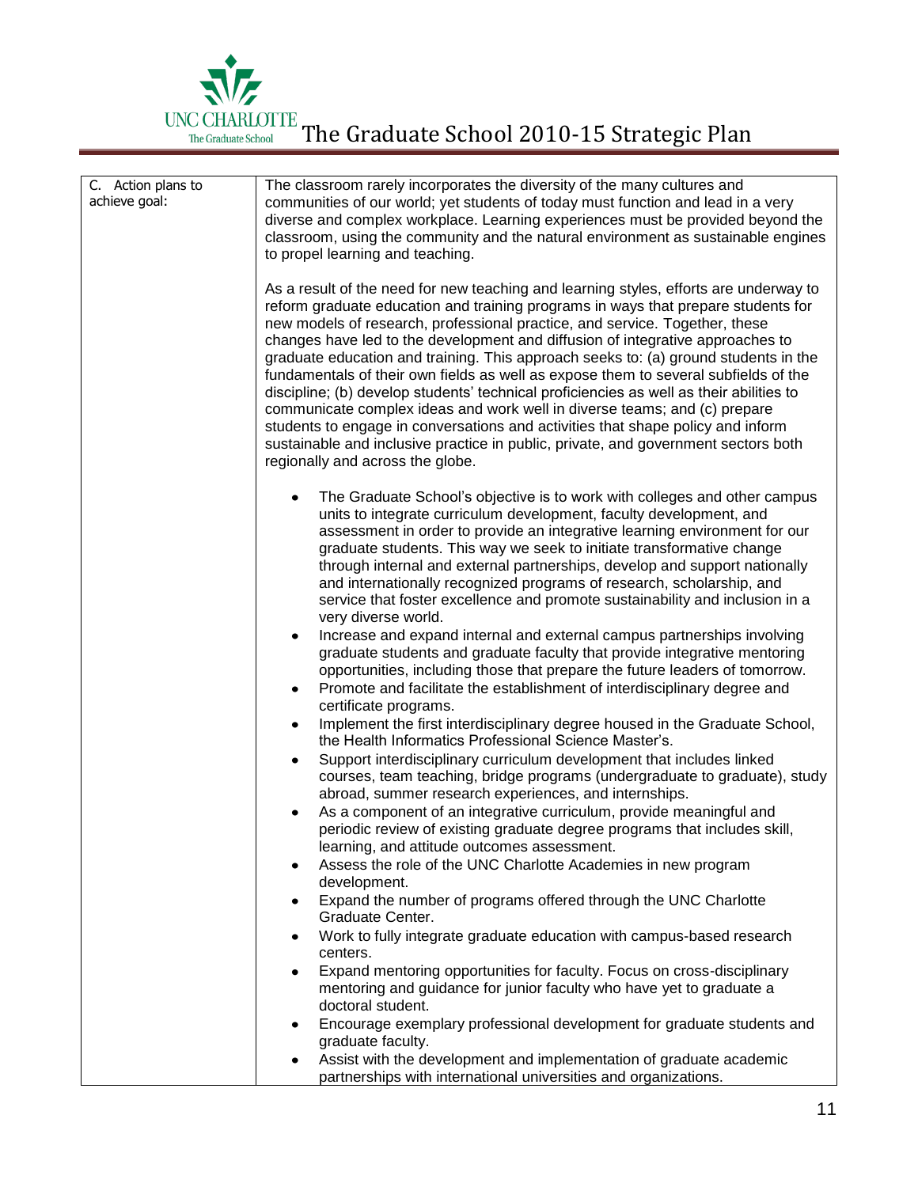| C. Action plans to achieve goal: | The classroom rarely incorporates the diversity of the many cultures and communities of our world; yet students of today must function and lead in a very diverse and complex workplace. Learning experiences must be provided beyond the classroom, using the community and the natural environment as sustainable engines to propel learning and teaching.<br><br>As a result of the need for new teaching and learning styles, efforts are underway to reform graduate education and training programs in ways that prepare students for new models of research, professional practice, and service. Together, these changes have led to the development and diffusion of integrative approaches to graduate education and training. This approach seeks to: (a) ground students in the fundamentals of their own fields as well as expose them to several subfields of the discipline; (b) develop students' technical proficiencies as well as their abilities to communicate complex ideas and work well in diverse teams; and (c) prepare students to engage in conversations and activities that shape policy and inform sustainable and inclusive practice in public, private, and government sectors both regionally and across the globe.<br><br>• The Graduate School's objective is to work with colleges and other campus units to integrate curriculum development, faculty development, and assessment in order to provide an integrative learning environment for our graduate students. This way we seek to initiate transformative change through internal and external partnerships, develop and support nationally and internationally recognized programs of research, scholarship, and service that foster excellence and promote sustainability and inclusion in a very diverse world.<br>• Increase and expand internal and external campus partnerships involving graduate students and graduate faculty that provide integrative mentoring opportunities, including those that prepare the future leaders of tomorrow.<br>• Promote and facilitate the establishment of interdisciplinary degree and certificate programs.<br>• Implement the first interdisciplinary degree housed in the Graduate School, the Health Informatics Professional Science Master's.<br>• Support interdisciplinary curriculum development that includes linked courses, team teaching, bridge programs (undergraduate to graduate), study abroad, summer research experiences, and internships.<br>• As a component of an integrative curriculum, provide meaningful and periodic review of existing graduate degree programs that includes skill, learning, and attitude outcomes assessment.<br>• Assess the role of the UNC Charlotte Academies in new program development.<br>• Expand the number of programs offered through the UNC Charlotte Graduate Center.<br>• Work to fully integrate graduate education with campus-based research centers.<br>• Expand mentoring opportunities for faculty. Focus on cross-disciplinary mentoring and guidance for junior faculty who have yet to graduate a doctoral student.<br>• Encourage exemplary professional development for graduate students and graduate faculty.<br>• Assist with the development and implementation of graduate academic partnerships with international universities and organizations. |
|---|---|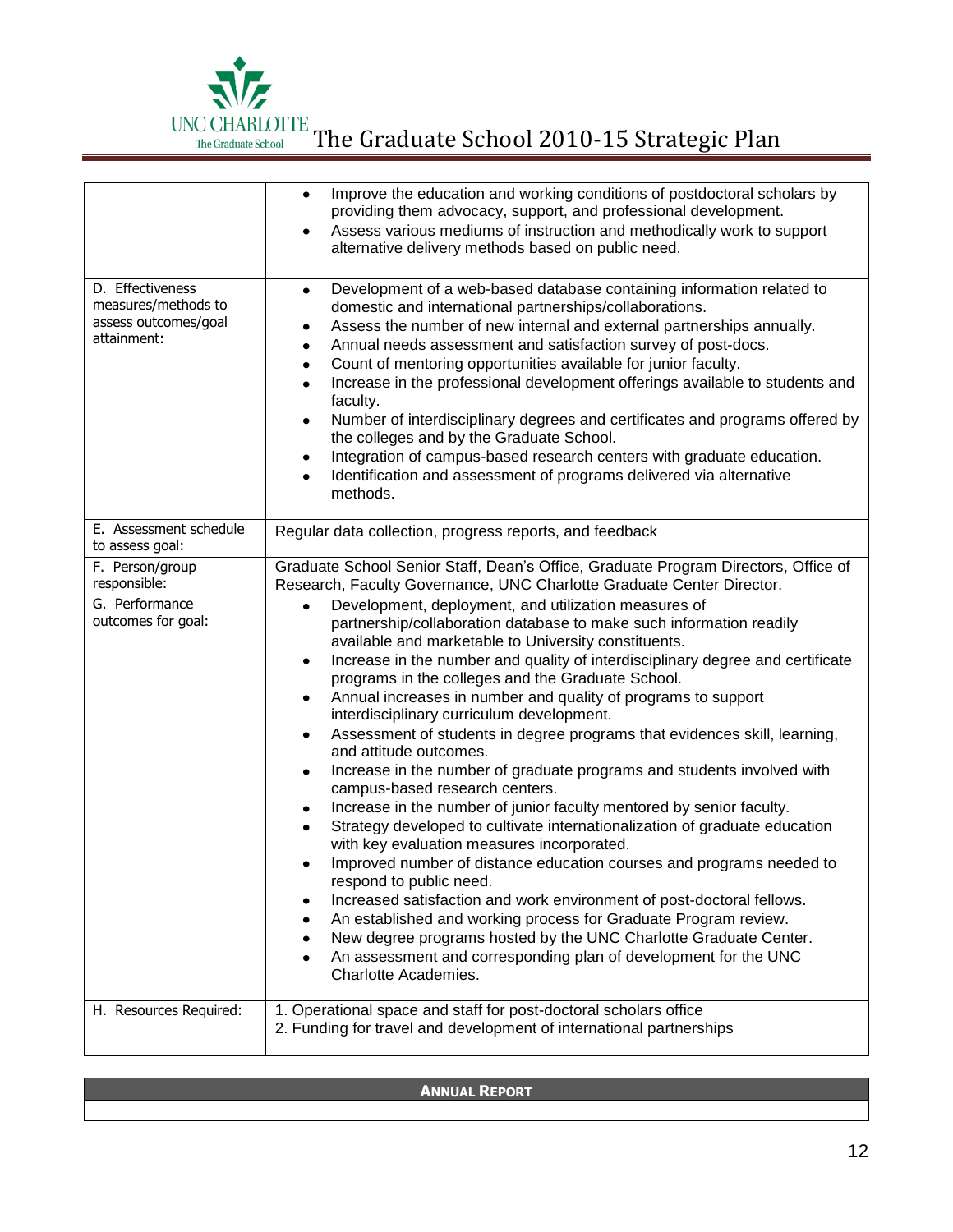| | |
|---|---|
| | • Improve the education and working conditions of postdoctoral scholars by providing them advocacy, support, and professional development.<br>• Assess various mediums of instruction and methodically work to support alternative delivery methods based on public need. |
| D. Effectiveness measures/methods to assess outcomes/goal attainment: | • Development of a web-based database containing information related to domestic and international partnerships/collaborations.<br>• Assess the number of new internal and external partnerships annually.<br>• Annual needs assessment and satisfaction survey of post-docs.<br>• Count of mentoring opportunities available for junior faculty.<br>• Increase in the professional development offerings available to students and faculty.<br>• Number of interdisciplinary degrees and certificates and programs offered by the colleges and by the Graduate School.<br>• Integration of campus-based research centers with graduate education.<br>• Identification and assessment of programs delivered via alternative methods. |
| E. Assessment schedule to assess goal: | Regular data collection, progress reports, and feedback |
| F. Person/group responsible: | Graduate School Senior Staff, Dean's Office, Graduate Program Directors, Office of Research, Faculty Governance, UNC Charlotte Graduate Center Director. |
| G. Performance outcomes for goal: | • Development, deployment, and utilization measures of partnership/collaboration database to make such information readily available and marketable to University constituents.<br>• Increase in the number and quality of interdisciplinary degree and certificate programs in the colleges and the Graduate School.<br>• Annual increases in number and quality of programs to support interdisciplinary curriculum development.<br>• Assessment of students in degree programs that evidences skill, learning, and attitude outcomes.<br>• Increase in the number of graduate programs and students involved with campus-based research centers.<br>• Increase in the number of junior faculty mentored by senior faculty.<br>• Strategy developed to cultivate internationalization of graduate education with key evaluation measures incorporated.<br>• Improved number of distance education courses and programs needed to respond to public need.<br>• Increased satisfaction and work environment of post-doctoral fellows.<br>• An established and working process for Graduate Program review.<br>• New degree programs hosted by the UNC Charlotte Graduate Center.<br>• An assessment and corresponding plan of development for the UNC Charlotte Academies. |
| H. Resources Required: | 1. Operational space and staff for post-doctoral scholars office<br>2. Funding for travel and development of international partnerships |

| **Annual Report** |
|---|
| |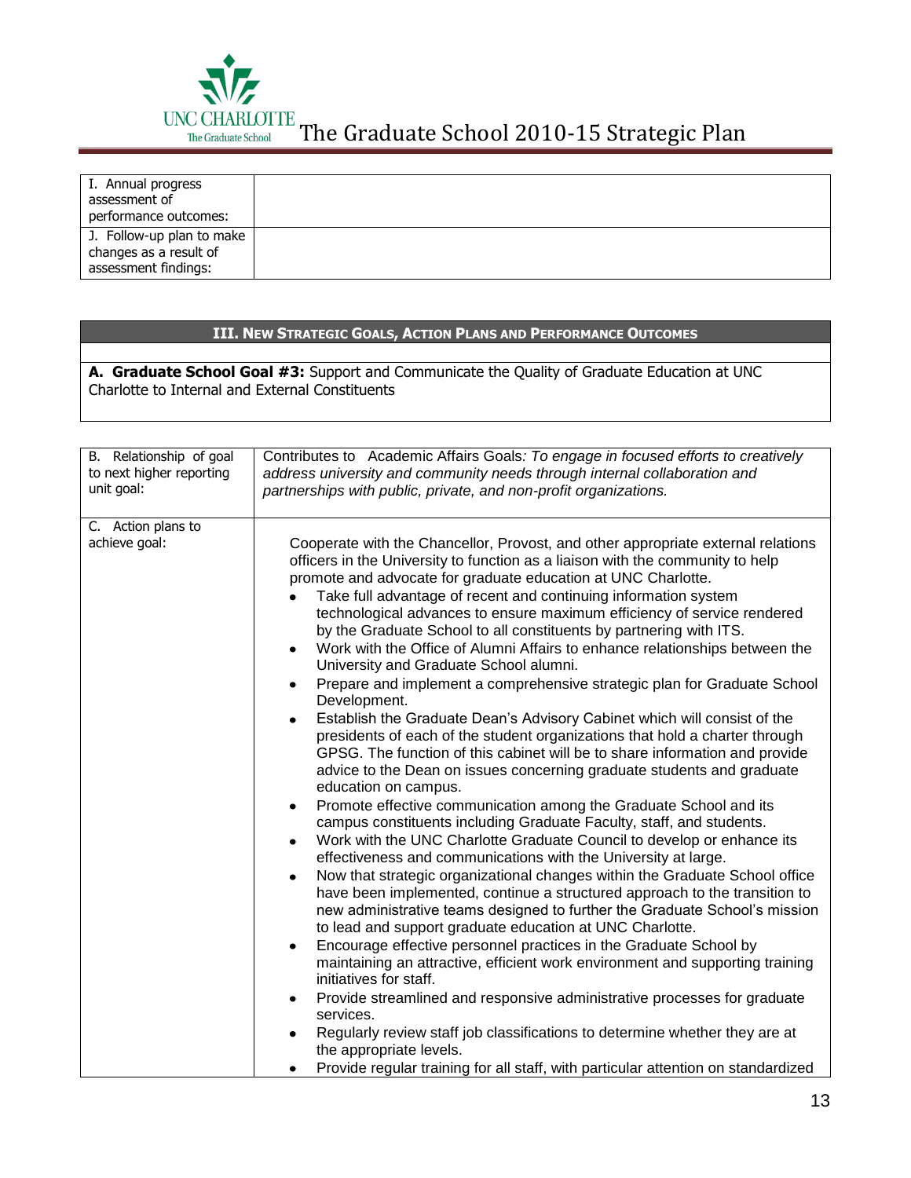| | |
|---|---|
| I. Annual progress assessment of performance outcomes: | |
| J. Follow-up plan to make changes as a result of assessment findings: | |

## III. New Strategic Goals, Action Plans and Performance Outcomes

**A. Graduate School Goal #3:** Support and Communicate the Quality of Graduate Education at UNC Charlotte to Internal and External Constituents

| | |
|---|---|
| B. Relationship of goal to next higher reporting unit goal: | Contributes to Academic Affairs Goals*: To engage in focused efforts to creatively address university and community needs through internal collaboration and partnerships with public, private, and non-profit organizations.* |
| C. Action plans to achieve goal: | Cooperate with the Chancellor, Provost, and other appropriate external relations officers in the University to function as a liaison with the community to help promote and advocate for graduate education at UNC Charlotte.<br>• Take full advantage of recent and continuing information system technological advances to ensure maximum efficiency of service rendered by the Graduate School to all constituents by partnering with ITS.<br>• Work with the Office of Alumni Affairs to enhance relationships between the University and Graduate School alumni.<br>• Prepare and implement a comprehensive strategic plan for Graduate School Development.<br>• Establish the Graduate Dean's Advisory Cabinet which will consist of the presidents of each of the student organizations that hold a charter through GPSG. The function of this cabinet will be to share information and provide advice to the Dean on issues concerning graduate students and graduate education on campus.<br>• Promote effective communication among the Graduate School and its campus constituents including Graduate Faculty, staff, and students.<br>• Work with the UNC Charlotte Graduate Council to develop or enhance its effectiveness and communications with the University at large.<br>• Now that strategic organizational changes within the Graduate School office have been implemented, continue a structured approach to the transition to new administrative teams designed to further the Graduate School's mission to lead and support graduate education at UNC Charlotte.<br>• Encourage effective personnel practices in the Graduate School by maintaining an attractive, efficient work environment and supporting training initiatives for staff.<br>• Provide streamlined and responsive administrative processes for graduate services.<br>• Regularly review staff job classifications to determine whether they are at the appropriate levels.<br>• Provide regular training for all staff, with particular attention on standardized |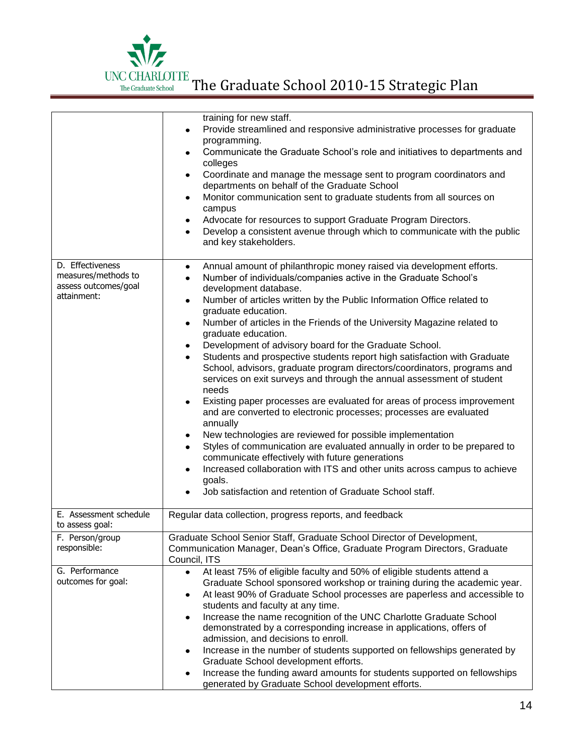| | |
|---|---|
| | training for new staff.<br>• Provide streamlined and responsive administrative processes for graduate programming.<br>• Communicate the Graduate School's role and initiatives to departments and colleges<br>• Coordinate and manage the message sent to program coordinators and departments on behalf of the Graduate School<br>• Monitor communication sent to graduate students from all sources on campus<br>• Advocate for resources to support Graduate Program Directors.<br>• Develop a consistent avenue through which to communicate with the public and key stakeholders. |
| D. Effectiveness measures/methods to assess outcomes/goal attainment: | • Annual amount of philanthropic money raised via development efforts.<br>• Number of individuals/companies active in the Graduate School's development database.<br>• Number of articles written by the Public Information Office related to graduate education.<br>• Number of articles in the Friends of the University Magazine related to graduate education.<br>• Development of advisory board for the Graduate School.<br>• Students and prospective students report high satisfaction with Graduate School, advisors, graduate program directors/coordinators, programs and services on exit surveys and through the annual assessment of student needs<br>• Existing paper processes are evaluated for areas of process improvement and are converted to electronic processes; processes are evaluated annually<br>• New technologies are reviewed for possible implementation<br>• Styles of communication are evaluated annually in order to be prepared to communicate effectively with future generations<br>• Increased collaboration with ITS and other units across campus to achieve goals.<br>• Job satisfaction and retention of Graduate School staff. |
| E. Assessment schedule to assess goal: | Regular data collection, progress reports, and feedback |
| F. Person/group responsible: | Graduate School Senior Staff, Graduate School Director of Development, Communication Manager, Dean's Office, Graduate Program Directors, Graduate Council, ITS |
| G. Performance outcomes for goal: | • At least 75% of eligible faculty and 50% of eligible students attend a Graduate School sponsored workshop or training during the academic year.<br>• At least 90% of Graduate School processes are paperless and accessible to students and faculty at any time.<br>• Increase the name recognition of the UNC Charlotte Graduate School demonstrated by a corresponding increase in applications, offers of admission, and decisions to enroll.<br>• Increase in the number of students supported on fellowships generated by Graduate School development efforts.<br>• Increase the funding award amounts for students supported on fellowships generated by Graduate School development efforts. |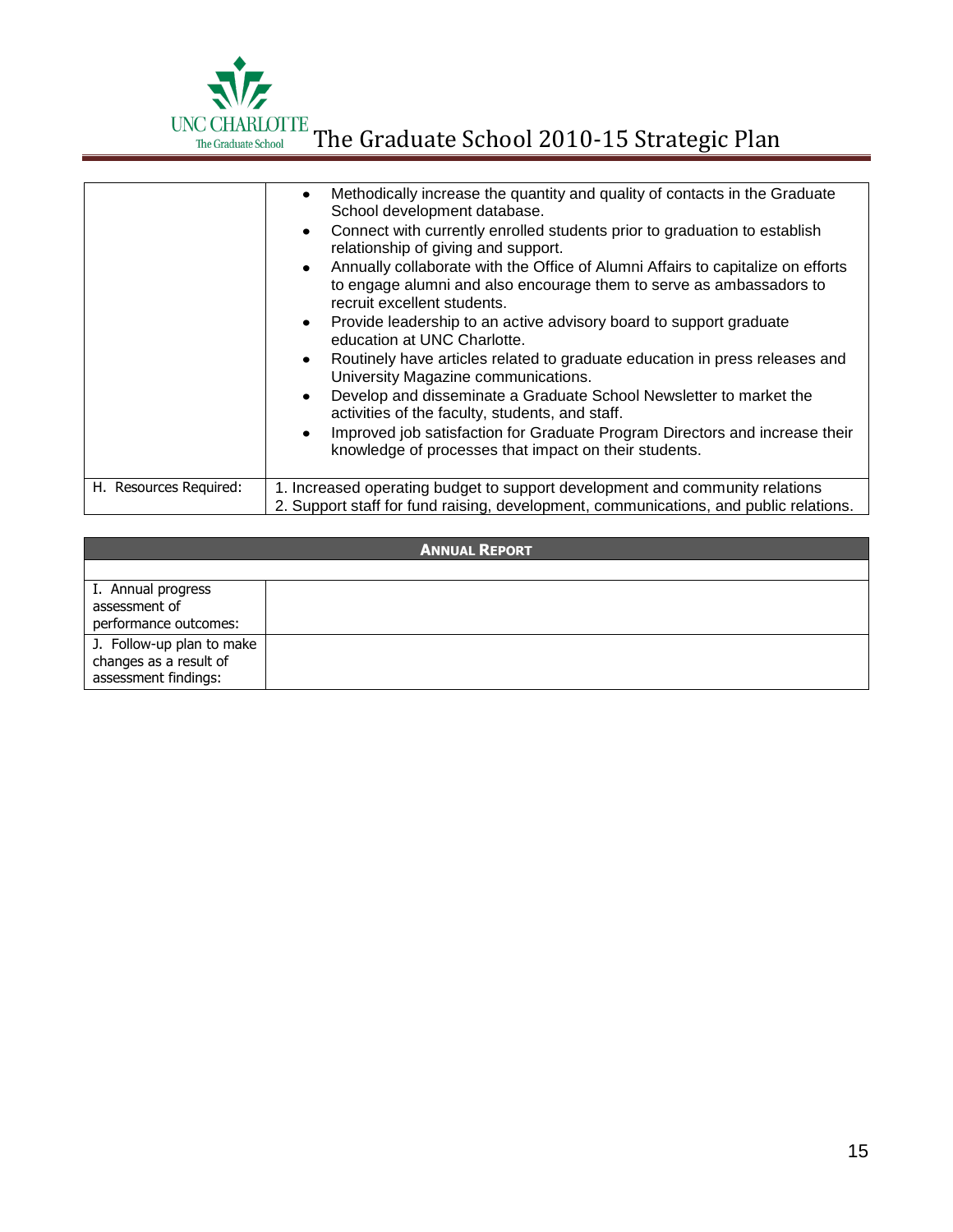| | |
|---|---|
| | • Methodically increase the quantity and quality of contacts in the Graduate School development database.<br>• Connect with currently enrolled students prior to graduation to establish relationship of giving and support.<br>• Annually collaborate with the Office of Alumni Affairs to capitalize on efforts to engage alumni and also encourage them to serve as ambassadors to recruit excellent students.<br>• Provide leadership to an active advisory board to support graduate education at UNC Charlotte.<br>• Routinely have articles related to graduate education in press releases and University Magazine communications.<br>• Develop and disseminate a Graduate School Newsletter to market the activities of the faculty, students, and staff.<br>• Improved job satisfaction for Graduate Program Directors and increase their knowledge of processes that impact on their students. |
| H. Resources Required: | 1. Increased operating budget to support development and community relations<br>2. Support staff for fund raising, development, communications, and public relations. |

| **ANNUAL REPORT** | |
|---|---|
| | |
| I. Annual progress assessment of performance outcomes: | |
| J. Follow-up plan to make changes as a result of assessment findings: | |